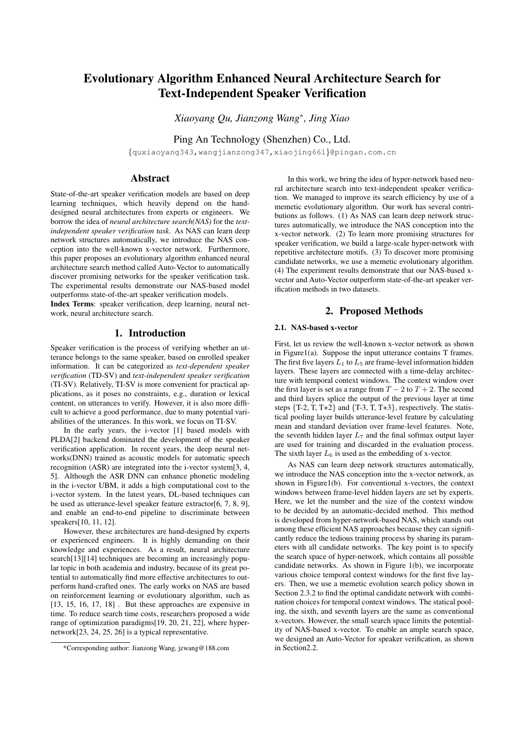# Evolutionary Algorithm Enhanced Neural Architecture Search for Text-Independent Speaker Verification

*Xiaoyang Qu, Jianzong Wang\*, Jing Xiao*

Ping An Technology (Shenzhen) Co., Ltd.

{quxiaoyang343,wangjianzong347,xiaojing661}@pingan.com.cn

## Abstract

State-of-the-art speaker verification models are based on deep learning techniques, which heavily depend on the hand-designed neural architectures from experts or engineers. We borrow the idea of *neural architecture search(NAS)* for the *text-independent speaker verification task*. As NAS can learn deep network structures automatically, we introduce the NAS conception into the well-known x-vector network. Furthermore, this paper proposes an evolutionary algorithm enhanced neural architecture search method called Auto-Vector to automatically discover promising networks for the speaker verification task. The experimental results demonstrate our NAS-based model outperforms state-of-the-art speaker verification models.

**Index Terms**: speaker verification, deep learning, neural network, neural architecture search.

## 1. Introduction

Speaker verification is the process of verifying whether an utterance belongs to the same speaker, based on enrolled speaker information. It can be categorized as *text-dependent speaker verification* (TD-SV) and *text-independent speaker verification* (TI-SV). Relatively, TI-SV is more convenient for practical applications, as it poses no constraints, e.g., duration or lexical content, on utterances to verify. However, it is also more difficult to achieve a good performance, due to many potential variabilities of the utterances. In this work, we focus on TI-SV.

In the early years, the i-vector [1] based models with PLDA[2] backend dominated the development of the speaker verification application. In recent years, the deep neural networks(DNN) trained as acoustic models for automatic speech recognition (ASR) are integrated into the i-vector system[3, 4, 5]. Although the ASR DNN can enhance phonetic modeling in the i-vector UBM, it adds a high computational cost to the i-vector system. In the latest years, DL-based techniques can be used as utterance-level speaker feature extractor[6, 7, 8, 9], and enable an end-to-end pipeline to discriminate between speakers[10, 11, 12].

However, these architectures are hand-designed by experts or experienced engineers. It is highly demanding on their knowledge and experiences. As a result, neural architecture search[13][14] techniques are becoming an increasingly popular topic in both academia and industry, because of its great potential to automatically find more effective architectures to outperform hand-crafted ones. The early works on NAS are based on reinforcement learning or evolutionary algorithm, such as [13, 15, 16, 17, 18] . But these approaches are expensive in time. To reduce search time costs, researchers proposed a wide range of optimization paradigms[19, 20, 21, 22], where hyper-network[23, 24, 25, 26] is a typical representative.

In this work, we bring the idea of hyper-network based neural architecture search into text-independent speaker verification. We managed to improve its search efficiency by use of a memetic evolutionary algorithm. Our work has several contributions as follows. (1) As NAS can learn deep network structures automatically, we introduce the NAS conception into the x-vector network. (2) To learn more promising structures for speaker verification, we build a large-scale hyper-network with repetitive architecture motifs. (3) To discover more promising candidate networks, we use a memetic evolutionary algorithm. (4) The experiment results demonstrate that our NAS-based x-vector and Auto-Vector outperform state-of-the-art speaker verification methods in two datasets.

## 2. Proposed Methods

### 2.1. NAS-based x-vector

First, let us review the well-known x-vector network as shown in Figure1(a). Suppose the input utterance contains T frames. The first five layers $L_1$ to $L_5$ are frame-level information hidden layers. These layers are connected with a time-delay architecture with temporal context windows. The context window over the first layer is set as a range from $T-2$ to $T+2$. The second and third layers splice the output of the previous layer at time steps {T-2, T, T+2} and {T-3, T, T+3}, respectively. The statistical pooling layer builds utterance-level feature by calculating mean and standard deviation over frame-level features. Note, the seventh hidden layer $L_7$ and the final softmax output layer are used for training and discarded in the evaluation process. The sixth layer $L_6$ is used as the embedding of x-vector.

As NAS can learn deep network structures automatically, we introduce the NAS conception into the x-vector network, as shown in Figure1(b). For conventional x-vectors, the context windows between frame-level hidden layers are set by experts. Here, we let the number and the size of the context window to be decided by an automatic-decided method. This method is developed from hyper-network-based NAS, which stands out among these efficient NAS approaches because they can significantly reduce the tedious training process by sharing its parameters with all candidate networks. The key point is to specify the search space of hyper-network, which contains all possible candidate networks. As shown in Figure 1(b), we incorporate various choice temporal context windows for the first five layers. Then, we use a memetic evolution search policy shown in Section 2.3.2 to find the optimal candidate network with combination choices for temporal context windows. The statical pooling, the sixth, and seventh layers are the same as conventional x-vectors. However, the small search space limits the potentiality of NAS-based x-vector. To enable an ample search space, we designed an Auto-Vector for speaker verification, as shown in Section2.2.

\*Corresponding author: Jianzong Wang, jzwang@188.com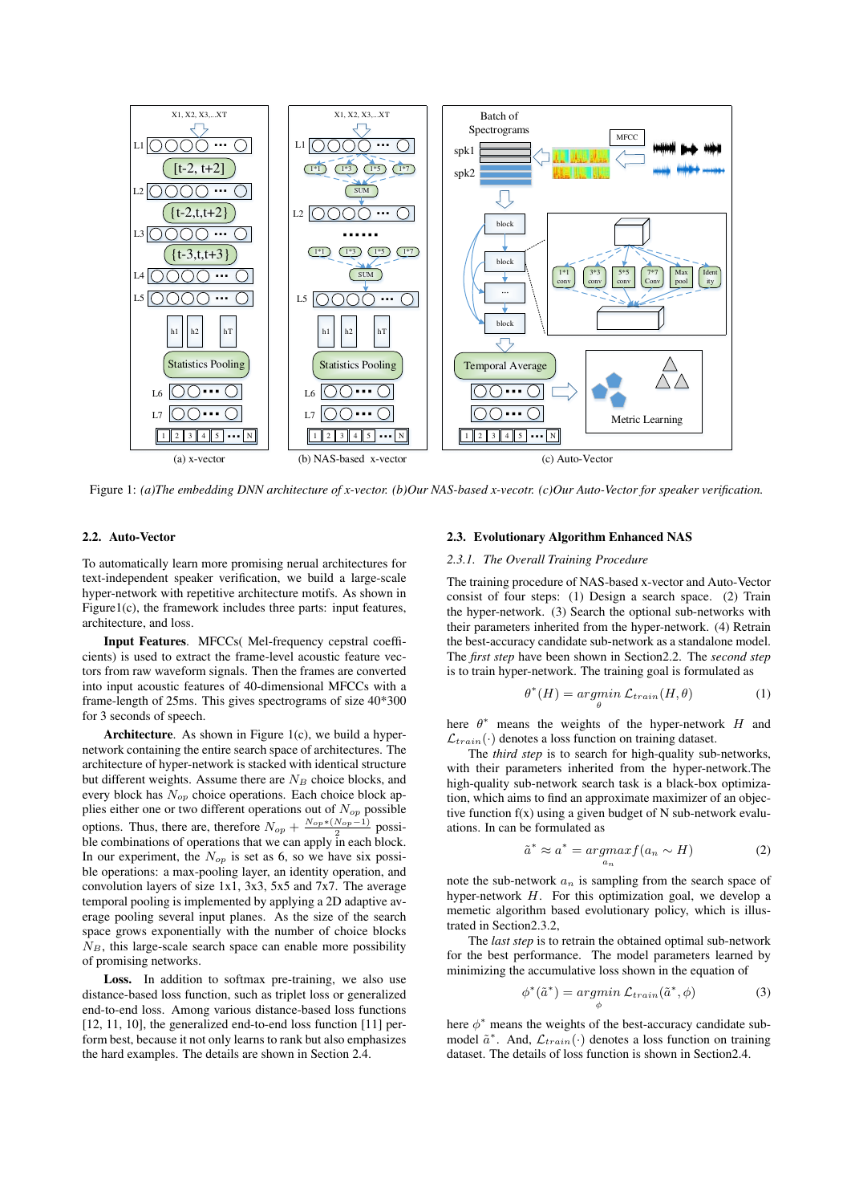Figure 1: *(a)The embedding DNN architecture of x-vector. (b)Our NAS-based x-vecotr. (c)Our Auto-Vector for speaker verification.*

### 2.2. Auto-Vector

To automatically learn more promising nerual architectures for text-independent speaker verification, we build a large-scale hyper-network with repetitive architecture motifs. As shown in Figure1(c), the framework includes three parts: input features, architecture, and loss.

**Input Features**. MFCCs( Mel-frequency cepstral coefficients) is used to extract the frame-level acoustic feature vectors from raw waveform signals. Then the frames are converted into input acoustic features of 40-dimensional MFCCs with a frame-length of 25ms. This gives spectrograms of size 40*300 for 3 seconds of speech.

**Architecture**. As shown in Figure 1(c), we build a hyper-network containing the entire search space of architectures. The architecture of hyper-network is stacked with identical structure but different weights. Assume there are $N_B$ choice blocks, and every block has $N_{op}$ choice operations. Each choice block applies either one or two different operations out of $N_{op}$ possible options. Thus, there are, therefore $N_{op} + \frac{N_{op}*(N_{op}-1)}{2}$ possible combinations of operations that we can apply in each block. In our experiment, the $N_{op}$ is set as 6, so we have six possible operations: a max-pooling layer, an identity operation, and convolution layers of size 1x1, 3x3, 5x5 and 7x7. The average temporal pooling is implemented by applying a 2D adaptive average pooling several input planes. As the size of the search space grows exponentially with the number of choice blocks $N_B$, this large-scale search space can enable more possibility of promising networks.

**Loss.** In addition to softmax pre-training, we also use distance-based loss function, such as triplet loss or generalized end-to-end loss. Among various distance-based loss functions [12, 11, 10], the generalized end-to-end loss function [11] perform best, because it not only learns to rank but also emphasizes the hard examples. The details are shown in Section 2.4.

### 2.3. Evolutionary Algorithm Enhanced NAS

#### *2.3.1. The Overall Training Procedure*

The training procedure of NAS-based x-vector and Auto-Vector consist of four steps: (1) Design a search space. (2) Train the hyper-network. (3) Search the optional sub-networks with their parameters inherited from the hyper-network. (4) Retrain the best-accuracy candidate sub-network as a standalone model. The *first step* have been shown in Section2.2. The *second step* is to train hyper-network. The training goal is formulated as

$$\theta^*(H) = \underset{\theta}{argmin}\ \mathcal{L}_{train}(H, \theta) \quad (1)$$

here $\theta^*$ means the weights of the hyper-network $H$ and $\mathcal{L}_{train}(\cdot)$ denotes a loss function on training dataset.

The *third step* is to search for high-quality sub-networks, with their parameters inherited from the hyper-network.The high-quality sub-network search task is a black-box optimization, which aims to find an approximate maximizer of an objective function f(x) using a given budget of N sub-network evaluations. In can be formulated as

$$\tilde{a}^* \approx a^* = \underset{a_n}{argmax} f(a_n \sim H) \quad (2)$$

note the sub-network $a_n$ is sampling from the search space of hyper-network $H$. For this optimization goal, we develop a memetic algorithm based evolutionary policy, which is illustrated in Section2.3.2,

The *last step* is to retrain the obtained optimal sub-network for the best performance. The model parameters learned by minimizing the accumulative loss shown in the equation of

$$\phi^*(\tilde{a}^*) = \underset{\phi}{argmin}\ \mathcal{L}_{train}(\tilde{a}^*, \phi) \quad (3)$$

here $\phi^*$ means the weights of the best-accuracy candidate sub-model $\tilde{a}^*$. And, $\mathcal{L}_{train}(\cdot)$ denotes a loss function on training dataset. The details of loss function is shown in Section2.4.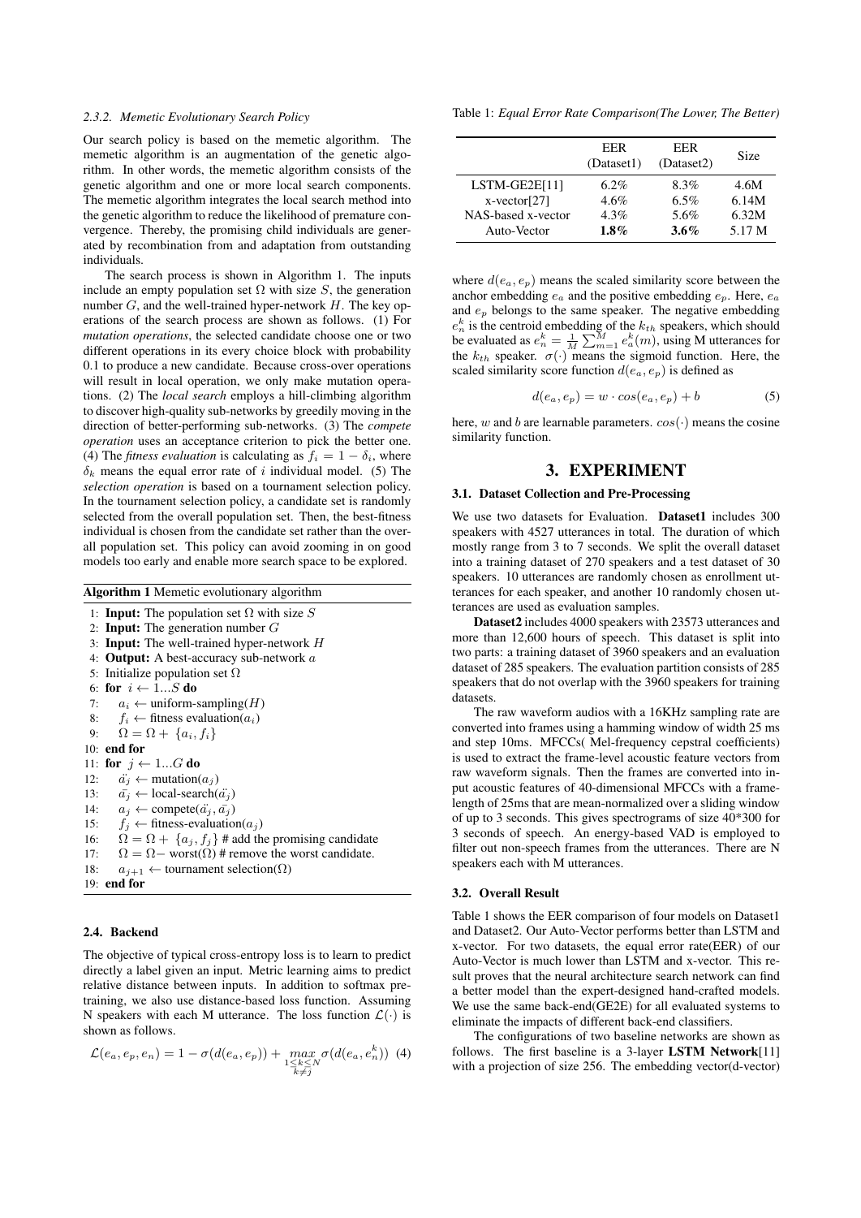#### 2.3.2. Memetic Evolutionary Search Policy

Our search policy is based on the memetic algorithm. The memetic algorithm is an augmentation of the genetic algorithm. In other words, the memetic algorithm consists of the genetic algorithm and one or more local search components. The memetic algorithm integrates the local search method into the genetic algorithm to reduce the likelihood of premature convergence. Thereby, the promising child individuals are generated by recombination from and adaptation from outstanding individuals.

The search process is shown in Algorithm 1. The inputs include an empty population set $\Omega$ with size $S$, the generation number $G$, and the well-trained hyper-network $H$. The key operations of the search process are shown as follows. (1) For *mutation operations*, the selected candidate choose one or two different operations in its every choice block with probability 0.1 to produce a new candidate. Because cross-over operations will result in local operation, we only make mutation operations. (2) The *local search* employs a hill-climbing algorithm to discover high-quality sub-networks by greedily moving in the direction of better-performing sub-networks. (3) The *compete operation* uses an acceptance criterion to pick the better one. (4) The *fitness evaluation* is calculating as $f_i = 1 - \delta_i$, where $\delta_k$ means the equal error rate of $i$ individual model. (5) The *selection operation* is based on a tournament selection policy. In the tournament selection policy, a candidate set is randomly selected from the overall population set. Then, the best-fitness individual is chosen from the candidate set rather than the overall population set. This policy can avoid zooming in on good models too early and enable more search space to be explored.

**Algorithm 1** Memetic evolutionary algorithm

```
1: Input: The population set Ω with size S
2: Input: The generation number G
3: Input: The well-trained hyper-network H
4: Output: A best-accuracy sub-network a
5: Initialize population set Ω
6: for i ← 1...S do
7:     a_i ← uniform-sampling(H)
8:     f_i ← fitness evaluation(a_i)
9:     Ω = Ω + {a_i, f_i}
10: end for
11: for j ← 1...G do
12:     ä_j ← mutation(a_j)
13:     ā_j ← local-search(ä_j)
14:     a_j ← compete(ä_j, ā_j)
15:     f_j ← fitness-evaluation(a_j)
16:     Ω = Ω + {a_j, f_j} # add the promising candidate
17:     Ω = Ω− worst(Ω) # remove the worst candidate.
18:     a_{j+1} ← tournament selection(Ω)
19: end for
```

### 2.4. Backend

The objective of typical cross-entropy loss is to learn to predict directly a label given an input. Metric learning aims to predict relative distance between inputs. In addition to softmax pretraining, we also use distance-based loss function. Assuming N speakers with each M utterance. The loss function $\mathcal{L}(\cdot)$ is shown as follows.

$$\mathcal{L}(e_a, e_p, e_n) = 1 - \sigma(d(e_a, e_p)) + \max_{\substack{1 \leq k \leq N \\ k \neq j}} \sigma(d(e_a, e_n^k)) \quad (4)$$

where $d(e_a, e_p)$ means the scaled similarity score between the anchor embedding $e_a$ and the positive embedding $e_p$. Here, $e_a$ and $e_p$ belongs to the same speaker. The negative embedding $e_n^k$ is the centroid embedding of the $k_{th}$ speakers, which should be evaluated as $e_n^k = \frac{1}{M}\sum_{m=1}^{M} e_a^k(m)$, using M utterances for the $k_{th}$ speaker. $\sigma(\cdot)$ means the sigmoid function. Here, the scaled similarity score function $d(e_a, e_p)$ is defined as

$$d(e_a, e_p) = w \cdot cos(e_a, e_p) + b \quad (5)$$

here, $w$ and $b$ are learnable parameters. $cos(\cdot)$ means the cosine similarity function.

## 3. EXPERIMENT

### 3.1. Dataset Collection and Pre-Processing

We use two datasets for Evaluation. **Dataset1** includes 300 speakers with 4527 utterances in total. The duration of which mostly range from 3 to 7 seconds. We split the overall dataset into a training dataset of 270 speakers and a test dataset of 30 speakers. 10 utterances are randomly chosen as enrollment utterances for each speaker, and another 10 randomly chosen utterances are used as evaluation samples.

**Dataset2** includes 4000 speakers with 23573 utterances and more than 12,600 hours of speech. This dataset is split into two parts: a training dataset of 3960 speakers and an evaluation dataset of 285 speakers. The evaluation partition consists of 285 speakers that do not overlap with the 3960 speakers for training datasets.

The raw waveform audios with a 16KHz sampling rate are converted into frames using a hamming window of width 25 ms and step 10ms. MFCCs( Mel-frequency cepstral coefficients) is used to extract the frame-level acoustic feature vectors from raw waveform signals. Then the frames are converted into input acoustic features of 40-dimensional MFCCs with a frame-length of 25ms that are mean-normalized over a sliding window of up to 3 seconds. This gives spectrograms of size 40*300 for 3 seconds of speech. An energy-based VAD is employed to filter out non-speech frames from the utterances. There are N speakers each with M utterances.

### 3.2. Overall Result

Table 1: *Equal Error Rate Comparison(The Lower, The Better)*

| | EER (Dataset1) | EER (Dataset2) | Size |
|---|---|---|---|
| LSTM-GE2E[11] | 6.2% | 8.3% | 4.6M |
| x-vector[27] | 4.6% | 6.5% | 6.14M |
| NAS-based x-vector | 4.3% | 5.6% | 6.32M |
| Auto-Vector | **1.8%** | **3.6%** | 5.17 M |

Table 1 shows the EER comparison of four models on Dataset1 and Dataset2. Our Auto-Vector performs better than LSTM and x-vector. For two datasets, the equal error rate(EER) of our Auto-Vector is much lower than LSTM and x-vector. This result proves that the neural architecture search network can find a better model than the expert-designed hand-crafted models. We use the same back-end(GE2E) for all evaluated systems to eliminate the impacts of different back-end classifiers.

The configurations of two baseline networks are shown as follows. The first baseline is a 3-layer **LSTM Network**[11] with a projection of size 256. The embedding vector(d-vector)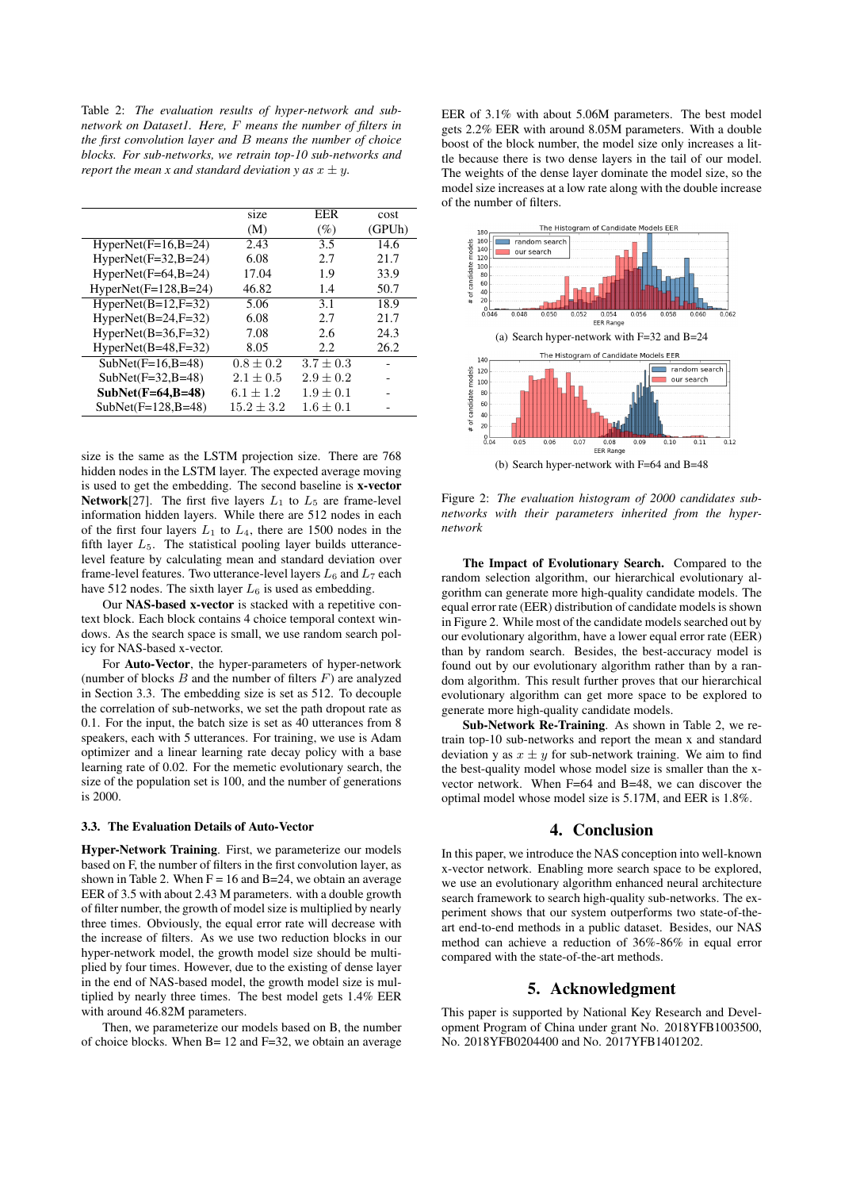Table 2: *The evaluation results of hyper-network and sub-network on Dataset1. Here, $F$ means the number of filters in the first convolution layer and $B$ means the number of choice blocks. For sub-networks, we retrain top-10 sub-networks and report the mean $x$ and standard deviation $y$ as $x \pm y$.*

| | size (M) | EER (%) | cost (GPUh) |
|---|---|---|---|
| HyperNet(F=16,B=24) | 2.43 | 3.5 | 14.6 |
| HyperNet(F=32,B=24) | 6.08 | 2.7 | 21.7 |
| HyperNet(F=64,B=24) | 17.04 | 1.9 | 33.9 |
| HyperNet(F=128,B=24) | 46.82 | 1.4 | 50.7 |
| HyperNet(B=12,F=32) | 5.06 | 3.1 | 18.9 |
| HyperNet(B=24,F=32) | 6.08 | 2.7 | 21.7 |
| HyperNet(B=36,F=32) | 7.08 | 2.6 | 24.3 |
| HyperNet(B=48,F=32) | 8.05 | 2.2 | 26.2 |
| SubNet(F=16,B=48) | $0.8 \pm 0.2$ | $3.7 \pm 0.3$ | - |
| SubNet(F=32,B=48) | $2.1 \pm 0.5$ | $2.9 \pm 0.2$ | - |
| **SubNet(F=64,B=48)** | $6.1 \pm 1.2$ | $1.9 \pm 0.1$ | - |
| SubNet(F=128,B=48) | $15.2 \pm 3.2$ | $1.6 \pm 0.1$ | - |

size is the same as the LSTM projection size. There are 768 hidden nodes in the LSTM layer. The expected average moving is used to get the embedding. The second baseline is **x-vector Network**[27]. The first five layers $L_1$ to $L_5$ are frame-level information hidden layers. While there are 512 nodes in each of the first four layers $L_1$ to $L_4$, there are 1500 nodes in the fifth layer $L_5$. The statistical pooling layer builds utterance-level feature by calculating mean and standard deviation over frame-level features. Two utterance-level layers $L_6$ and $L_7$ each have 512 nodes. The sixth layer $L_6$ is used as embedding.

Our **NAS-based x-vector** is stacked with a repetitive context block. Each block contains 4 choice temporal context windows. As the search space is small, we use random search policy for NAS-based x-vector.

For **Auto-Vector**, the hyper-parameters of hyper-network (number of blocks $B$ and the number of filters $F$) are analyzed in Section 3.3. The embedding size is set as 512. To decouple the correlation of sub-networks, we set the path dropout rate as 0.1. For the input, the batch size is set as 40 utterances from 8 speakers, each with 5 utterances. For training, we use is Adam optimizer and a linear learning rate decay policy with a base learning rate of 0.02. For the memetic evolutionary search, the size of the population set is 100, and the number of generations is 2000.

### 3.3. The Evaluation Details of Auto-Vector

**Hyper-Network Training**. First, we parameterize our models based on F, the number of filters in the first convolution layer, as shown in Table 2. When F = 16 and B=24, we obtain an average EER of 3.5 with about 2.43 M parameters. with a double growth of filter number, the growth of model size is multiplied by nearly three times. Obviously, the equal error rate will decrease with the increase of filters. As we use two reduction blocks in our hyper-network model, the growth model size should be multiplied by four times. However, due to the existing of dense layer in the end of NAS-based model, the growth model size is multiplied by nearly three times. The best model gets 1.4% EER with around 46.82M parameters.

Then, we parameterize our models based on B, the number of choice blocks. When B= 12 and F=32, we obtain an average EER of 3.1% with about 5.06M parameters. The best model gets 2.2% EER with around 8.05M parameters. With a double boost of the block number, the model size only increases a little because there is two dense layers in the tail of our model. The weights of the dense layer dominate the model size, so the model size increases at a low rate along with the double increase of the number of filters.

(a) Search hyper-network with F=32 and B=24

(b) Search hyper-network with F=64 and B=48

Figure 2: *The evaluation histogram of 2000 candidates sub-networks with their parameters inherited from the hyper-network*

**The Impact of Evolutionary Search.** Compared to the random selection algorithm, our hierarchical evolutionary algorithm can generate more high-quality candidate models. The equal error rate (EER) distribution of candidate models is shown in Figure 2. While most of the candidate models searched out by our evolutionary algorithm, have a lower equal error rate (EER) than by random search. Besides, the best-accuracy model is found out by our evolutionary algorithm rather than by a random algorithm. This result further proves that our hierarchical evolutionary algorithm can get more search space to be explored to generate more high-quality candidate models.

**Sub-Network Re-Training**. As shown in Table 2, we retrain top-10 sub-networks and report the mean x and standard deviation y as $x \pm y$ for sub-network training. We aim to find the best-quality model whose model size is smaller than the x-vector network. When F=64 and B=48, we can discover the optimal model whose model size is 5.17M, and EER is 1.8%.

## 4. Conclusion

In this paper, we introduce the NAS conception into well-known x-vector network. Enabling more search space to be explored, we use an evolutionary algorithm enhanced neural architecture search framework to search high-quality sub-networks. The experiment shows that our system outperforms two state-of-the-art end-to-end methods in a public dataset. Besides, our NAS method can achieve a reduction of 36%-86% in equal error compared with the state-of-the-art methods.

## 5. Acknowledgment

This paper is supported by National Key Research and Development Program of China under grant No. 2018YFB1003500, No. 2018YFB0204400 and No. 2017YFB1401202.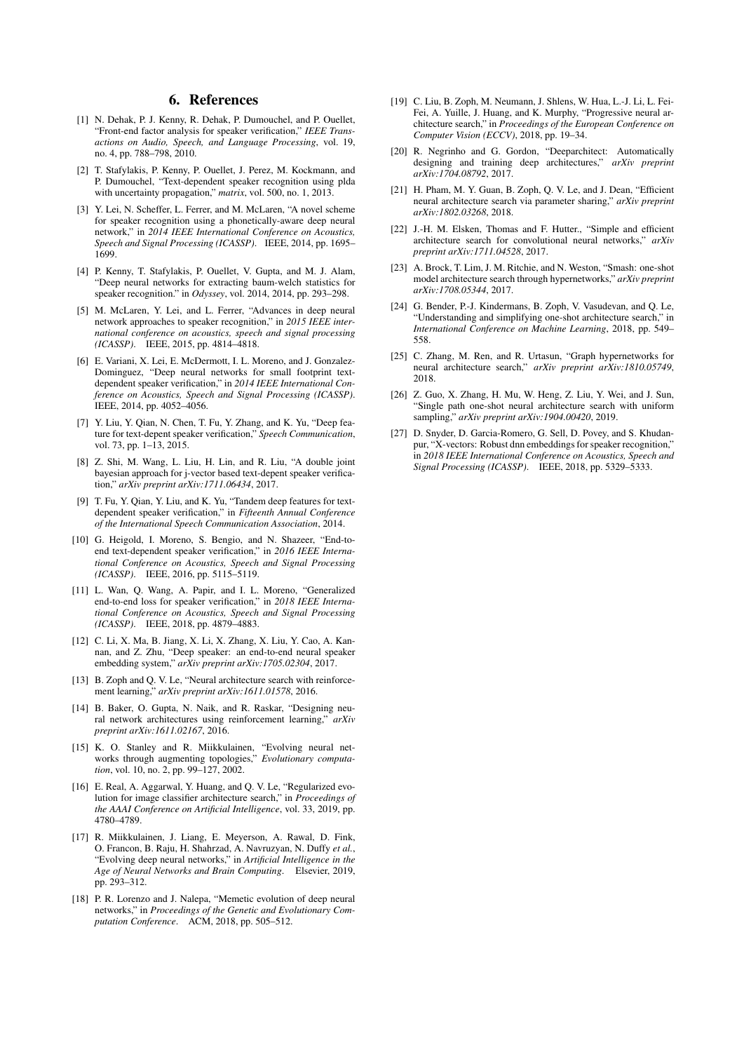## 6. References

[1] N. Dehak, P. J. Kenny, R. Dehak, P. Dumouchel, and P. Ouellet, "Front-end factor analysis for speaker verification," *IEEE Transactions on Audio, Speech, and Language Processing*, vol. 19, no. 4, pp. 788–798, 2010.

[2] T. Stafylakis, P. Kenny, P. Ouellet, J. Perez, M. Kockmann, and P. Dumouchel, "Text-dependent speaker recognition using plda with uncertainty propagation," *matrix*, vol. 500, no. 1, 2013.

[3] Y. Lei, N. Scheffer, L. Ferrer, and M. McLaren, "A novel scheme for speaker recognition using a phonetically-aware deep neural network," in *2014 IEEE International Conference on Acoustics, Speech and Signal Processing (ICASSP)*. IEEE, 2014, pp. 1695–1699.

[4] P. Kenny, T. Stafylakis, P. Ouellet, V. Gupta, and M. J. Alam, "Deep neural networks for extracting baum-welch statistics for speaker recognition." in *Odyssey*, vol. 2014, 2014, pp. 293–298.

[5] M. McLaren, Y. Lei, and L. Ferrer, "Advances in deep neural network approaches to speaker recognition," in *2015 IEEE international conference on acoustics, speech and signal processing (ICASSP)*. IEEE, 2015, pp. 4814–4818.

[6] E. Variani, X. Lei, E. McDermott, I. L. Moreno, and J. Gonzalez-Dominguez, "Deep neural networks for small footprint text-dependent speaker verification," in *2014 IEEE International Conference on Acoustics, Speech and Signal Processing (ICASSP)*. IEEE, 2014, pp. 4052–4056.

[7] Y. Liu, Y. Qian, N. Chen, T. Fu, Y. Zhang, and K. Yu, "Deep feature for text-depent speaker verification," *Speech Communication*, vol. 73, pp. 1–13, 2015.

[8] Z. Shi, M. Wang, L. Liu, H. Lin, and R. Liu, "A double joint bayesian approach for j-vector based text-depent speaker verification," *arXiv preprint arXiv:1711.06434*, 2017.

[9] T. Fu, Y. Qian, Y. Liu, and K. Yu, "Tandem deep features for text-dependent speaker verification," in *Fifteenth Annual Conference of the International Speech Communication Association*, 2014.

[10] G. Heigold, I. Moreno, S. Bengio, and N. Shazeer, "End-to-end text-dependent speaker verification," in *2016 IEEE International Conference on Acoustics, Speech and Signal Processing (ICASSP)*. IEEE, 2016, pp. 5115–5119.

[11] L. Wan, Q. Wang, A. Papir, and I. L. Moreno, "Generalized end-to-end loss for speaker verification," in *2018 IEEE International Conference on Acoustics, Speech and Signal Processing (ICASSP)*. IEEE, 2018, pp. 4879–4883.

[12] C. Li, X. Ma, B. Jiang, X. Li, X. Zhang, X. Liu, Y. Cao, A. Kannan, and Z. Zhu, "Deep speaker: an end-to-end neural speaker embedding system," *arXiv preprint arXiv:1705.02304*, 2017.

[13] B. Zoph and Q. V. Le, "Neural architecture search with reinforcement learning," *arXiv preprint arXiv:1611.01578*, 2016.

[14] B. Baker, O. Gupta, N. Naik, and R. Raskar, "Designing neural network architectures using reinforcement learning," *arXiv preprint arXiv:1611.02167*, 2016.

[15] K. O. Stanley and R. Miikkulainen, "Evolving neural networks through augmenting topologies," *Evolutionary computation*, vol. 10, no. 2, pp. 99–127, 2002.

[16] E. Real, A. Aggarwal, Y. Huang, and Q. V. Le, "Regularized evolution for image classifier architecture search," in *Proceedings of the AAAI Conference on Artificial Intelligence*, vol. 33, 2019, pp. 4780–4789.

[17] R. Miikkulainen, J. Liang, E. Meyerson, A. Rawal, D. Fink, O. Francon, B. Raju, H. Shahrzad, A. Navruzyan, N. Duffy *et al.*, "Evolving deep neural networks," in *Artificial Intelligence in the Age of Neural Networks and Brain Computing*. Elsevier, 2019, pp. 293–312.

[18] P. R. Lorenzo and J. Nalepa, "Memetic evolution of deep neural networks," in *Proceedings of the Genetic and Evolutionary Computation Conference*. ACM, 2018, pp. 505–512.

[19] C. Liu, B. Zoph, M. Neumann, J. Shlens, W. Hua, L.-J. Li, L. Fei-Fei, A. Yuille, J. Huang, and K. Murphy, "Progressive neural architecture search," in *Proceedings of the European Conference on Computer Vision (ECCV)*, 2018, pp. 19–34.

[20] R. Negrinho and G. Gordon, "Deeparchitect: Automatically designing and training deep architectures," *arXiv preprint arXiv:1704.08792*, 2017.

[21] H. Pham, M. Y. Guan, B. Zoph, Q. V. Le, and J. Dean, "Efficient neural architecture search via parameter sharing," *arXiv preprint arXiv:1802.03268*, 2018.

[22] J.-H. M. Elsken, Thomas and F. Hutter., "Simple and efficient architecture search for convolutional neural networks," *arXiv preprint arXiv:1711.04528*, 2017.

[23] A. Brock, T. Lim, J. M. Ritchie, and N. Weston, "Smash: one-shot model architecture search through hypernetworks," *arXiv preprint arXiv:1708.05344*, 2017.

[24] G. Bender, P.-J. Kindermans, B. Zoph, V. Vasudevan, and Q. Le, "Understanding and simplifying one-shot architecture search," in *International Conference on Machine Learning*, 2018, pp. 549–558.

[25] C. Zhang, M. Ren, and R. Urtasun, "Graph hypernetworks for neural architecture search," *arXiv preprint arXiv:1810.05749*, 2018.

[26] Z. Guo, X. Zhang, H. Mu, W. Heng, Z. Liu, Y. Wei, and J. Sun, "Single path one-shot neural architecture search with uniform sampling," *arXiv preprint arXiv:1904.00420*, 2019.

[27] D. Snyder, D. Garcia-Romero, G. Sell, D. Povey, and S. Khudanpur, "X-vectors: Robust dnn embeddings for speaker recognition," in *2018 IEEE International Conference on Acoustics, Speech and Signal Processing (ICASSP)*. IEEE, 2018, pp. 5329–5333.